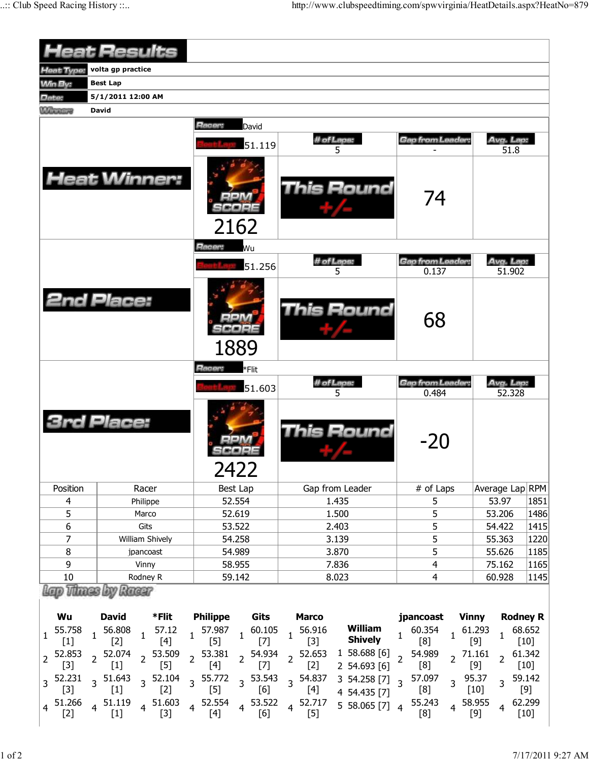# Heat Results

| | |
|---|---|
| Heat Type: | volta gp practice |
| Win By: | Best Lap |
| Date: | 5/1/2011 12:00 AM |
| Winner: | David |

## Heat Winner:

| Racer: | David | | |
|---|---|---|---|
| Best Lap: 51.119 | # of Laps: 5 | Gap from Leader: - | Avg. Lap: 51.8 |
| RPM SCORE 2162 | This Round +/- | 74 | |

## 2nd Place:

| Racer: | Wu | | |
|---|---|---|---|
| Best Lap: 51.256 | # of Laps: 5 | Gap from Leader: 0.137 | Avg. Lap: 51.902 |
| RPM SCORE 1889 | This Round +/- | 68 | |

## 3rd Place:

| Racer: | *Flit | | |
|---|---|---|---|
| Best Lap: 51.603 | # of Laps: 5 | Gap from Leader: 0.484 | Avg. Lap: 52.328 |
| RPM SCORE 2422 | This Round +/- | -20 | |

| Position | Racer | Best Lap | Gap from Leader | # of Laps | Average Lap | RPM |
|---|---|---|---|---|---|---|
| 4 | Philippe | 52.554 | 1.435 | 5 | 53.97 | 1851 |
| 5 | Marco | 52.619 | 1.500 | 5 | 53.206 | 1486 |
| 6 | Gits | 53.522 | 2.403 | 5 | 54.422 | 1415 |
| 7 | William Shively | 54.258 | 3.139 | 5 | 55.363 | 1220 |
| 8 | jpancoast | 54.989 | 3.870 | 5 | 55.626 | 1185 |
| 9 | Vinny | 58.955 | 7.836 | 4 | 75.162 | 1165 |
| 10 | Rodney R | 59.142 | 8.023 | 4 | 60.928 | 1145 |

## Lap Times by Racer

| Lap | Wu | David | *Flit | Philippe | Gits | Marco | William Shively | jpancoast | Vinny | Rodney R |
|---|---|---|---|---|---|---|---|---|---|---|
| 1 | 55.758 [1] | 56.808 [2] | 57.12 [4] | 57.987 [5] | 60.105 [7] | 56.916 [3] | 58.688 [6] | 60.354 [8] | 61.293 [9] | 68.652 [10] |
| 2 | 52.853 [3] | 52.074 [1] | 53.509 [5] | 53.381 [4] | 54.934 [7] | 52.653 [2] | 54.693 [6] | 54.989 [8] | 71.161 [9] | 61.342 [10] |
| 3 | 52.231 [3] | 51.643 [1] | 52.104 [2] | 55.772 [5] | 53.543 [6] | 54.837 [4] | 54.258 [7] | 57.097 [8] | 95.37 [10] | 59.142 [9] |
| 4 | 51.266 [2] | 51.119 [1] | 51.603 [3] | 52.554 [4] | 53.522 [6] | 52.717 [5] | 54.435 [7] | 55.243 [8] | 58.955 [9] | 62.299 [10] |
| 5 | | | | | | | 58.065 [7] | | | |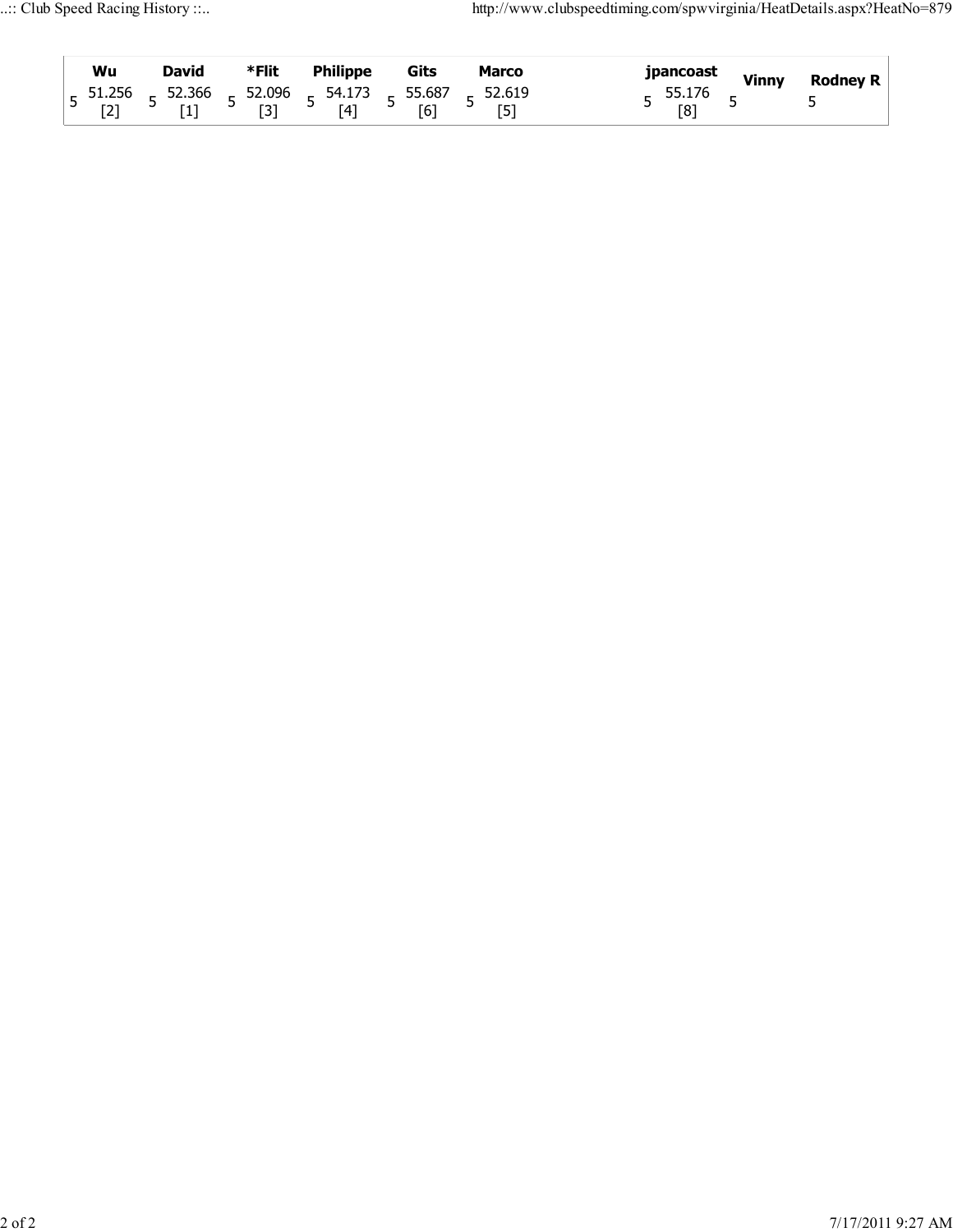| Wu | David | *Flit | Philippe | Gits | Marco | | jpancoast | Vinny | Rodney R |
|---|---|---|---|---|---|---|---|---|---|
| 5 51.256 [2] | 5 52.366 [1] | 5 52.096 [3] | 5 54.173 [4] | 5 55.687 [6] | 5 52.619 [5] | | 5 55.176 [8] | 5 | 5 |